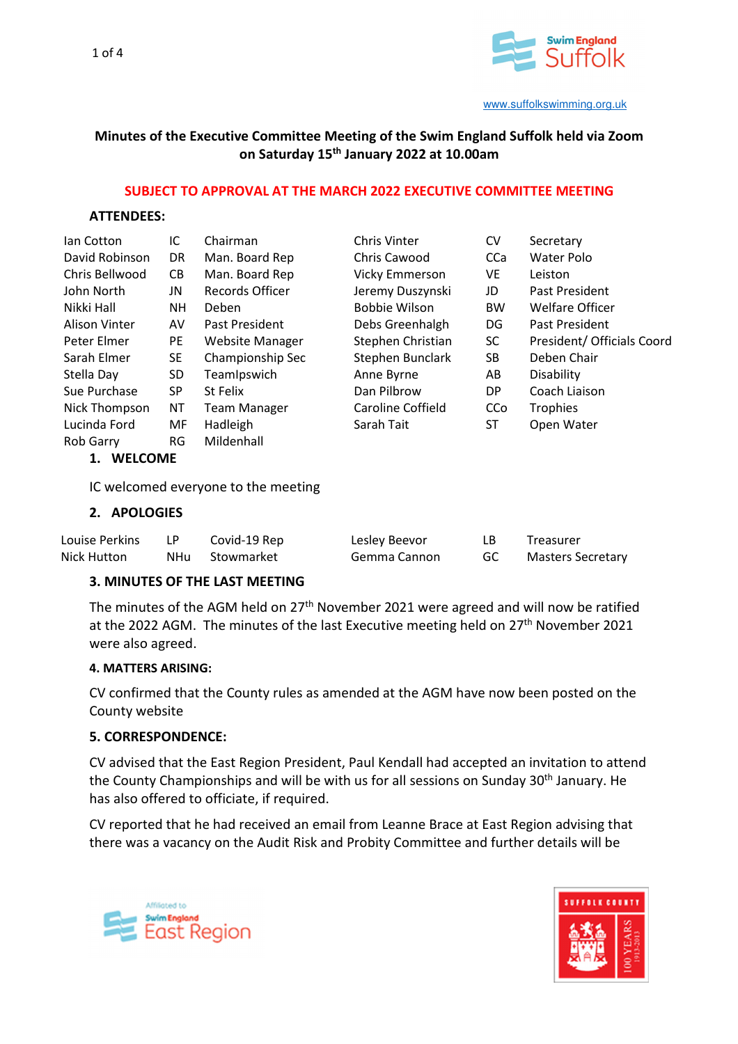www.suffolkswimming.org.uk

**Minutes of the Executive Committee Meeting of the Swim England Suffolk held via Zoom on Saturday 15th January 2022 at 10.00am**

**SUBJECT TO APPROVAL AT THE MARCH 2022 EXECUTIVE COMMITTEE MEETING**

**ATTENDEES:**

| | | | | | |
|---|---|---|---|---|---|
| Ian Cotton | IC | Chairman | Chris Vinter | CV | Secretary |
| David Robinson | DR | Man. Board Rep | Chris Cawood | CCa | Water Polo |
| Chris Bellwood | CB | Man. Board Rep | Vicky Emmerson | VE | Leiston |
| John North | JN | Records Officer | Jeremy Duszynski | JD | Past President |
| Nikki Hall | NH | Deben | Bobbie Wilson | BW | Welfare Officer |
| Alison Vinter | AV | Past President | Debs Greenhalgh | DG | Past President |
| Peter Elmer | PE | Website Manager | Stephen Christian | SC | President/ Officials Coord |
| Sarah Elmer | SE | Championship Sec | Stephen Bunclark | SB | Deben Chair |
| Stella Day | SD | TeamIpswich | Anne Byrne | AB | Disability |
| Sue Purchase | SP | St Felix | Dan Pilbrow | DP | Coach Liaison |
| Nick Thompson | NT | Team Manager | Caroline Coffield | CCo | Trophies |
| Lucinda Ford | MF | Hadleigh | Sarah Tait | ST | Open Water |
| Rob Garry | RG | Mildenhall | | | |

## 1. WELCOME

IC welcomed everyone to the meeting

## 2. APOLOGIES

| | | | | | |
|---|---|---|---|---|---|
| Louise Perkins | LP | Covid-19 Rep | Lesley Beevor | LB | Treasurer |
| Nick Hutton | NHu | Stowmarket | Gemma Cannon | GC | Masters Secretary |

## 3. MINUTES OF THE LAST MEETING

The minutes of the AGM held on 27th November 2021 were agreed and will now be ratified at the 2022 AGM. The minutes of the last Executive meeting held on 27th November 2021 were also agreed.

**4. MATTERS ARISING:**

CV confirmed that the County rules as amended at the AGM have now been posted on the County website

**5. CORRESPONDENCE:**

CV advised that the East Region President, Paul Kendall had accepted an invitation to attend the County Championships and will be with us for all sessions on Sunday 30th January. He has also offered to officiate, if required.

CV reported that he had received an email from Leanne Brace at East Region advising that there was a vacancy on the Audit Risk and Probity Committee and further details will be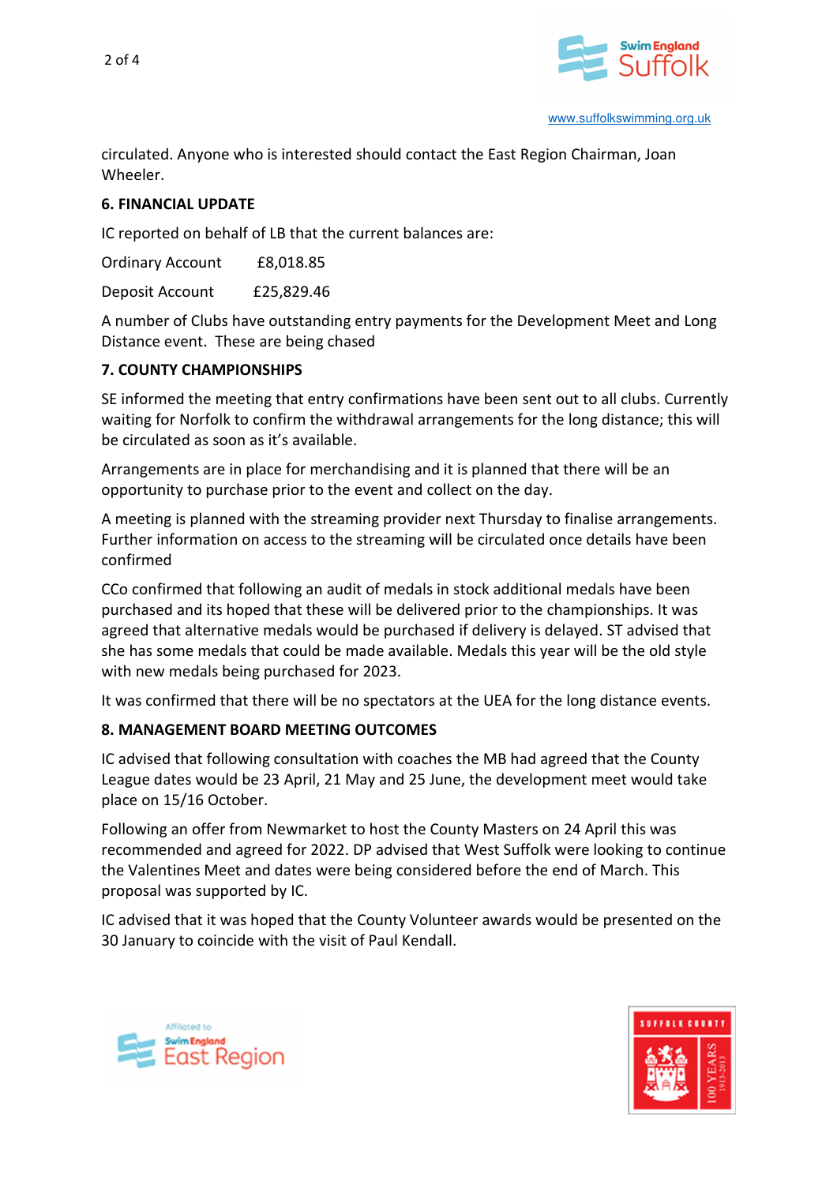circulated. Anyone who is interested should contact the East Region Chairman, Joan Wheeler.

**6. FINANCIAL UPDATE**

IC reported on behalf of LB that the current balances are:

| | |
|---|---|
| Ordinary Account | £8,018.85 |
| Deposit Account | £25,829.46 |

A number of Clubs have outstanding entry payments for the Development Meet and Long Distance event. These are being chased

**7. COUNTY CHAMPIONSHIPS**

SE informed the meeting that entry confirmations have been sent out to all clubs. Currently waiting for Norfolk to confirm the withdrawal arrangements for the long distance; this will be circulated as soon as it's available.

Arrangements are in place for merchandising and it is planned that there will be an opportunity to purchase prior to the event and collect on the day.

A meeting is planned with the streaming provider next Thursday to finalise arrangements. Further information on access to the streaming will be circulated once details have been confirmed

CCo confirmed that following an audit of medals in stock additional medals have been purchased and its hoped that these will be delivered prior to the championships. It was agreed that alternative medals would be purchased if delivery is delayed. ST advised that she has some medals that could be made available. Medals this year will be the old style with new medals being purchased for 2023.

It was confirmed that there will be no spectators at the UEA for the long distance events.

**8. MANAGEMENT BOARD MEETING OUTCOMES**

IC advised that following consultation with coaches the MB had agreed that the County League dates would be 23 April, 21 May and 25 June, the development meet would take place on 15/16 October.

Following an offer from Newmarket to host the County Masters on 24 April this was recommended and agreed for 2022. DP advised that West Suffolk were looking to continue the Valentines Meet and dates were being considered before the end of March. This proposal was supported by IC.

IC advised that it was hoped that the County Volunteer awards would be presented on the 30 January to coincide with the visit of Paul Kendall.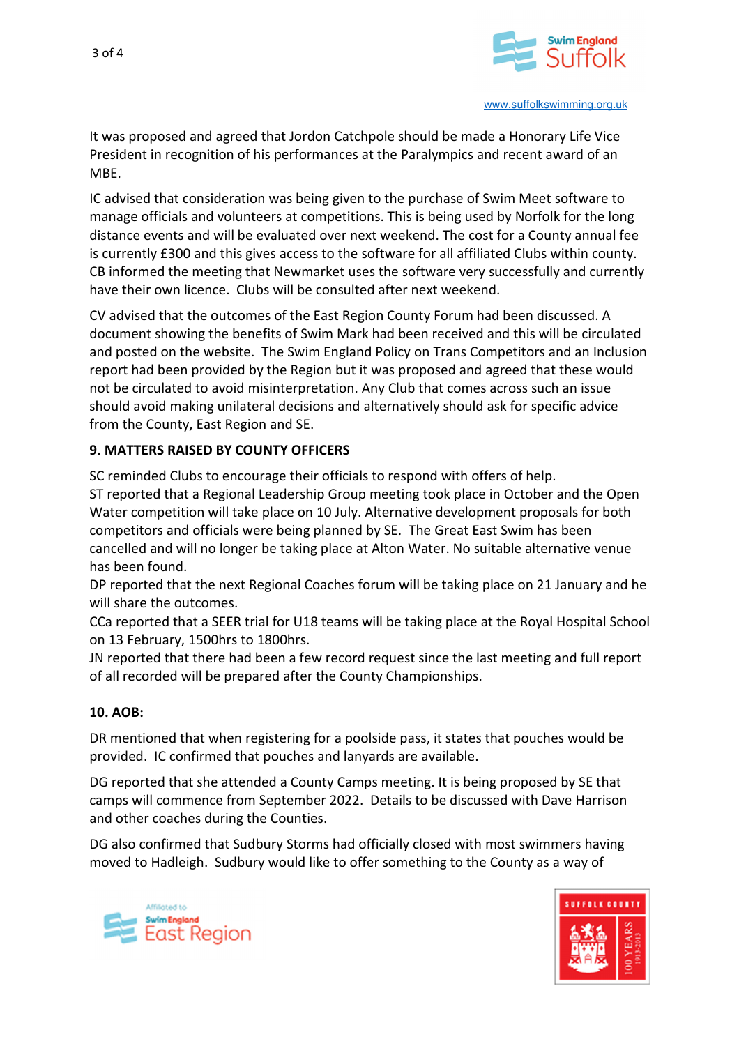It was proposed and agreed that Jordon Catchpole should be made a Honorary Life Vice President in recognition of his performances at the Paralympics and recent award of an MBE.

IC advised that consideration was being given to the purchase of Swim Meet software to manage officials and volunteers at competitions. This is being used by Norfolk for the long distance events and will be evaluated over next weekend. The cost for a County annual fee is currently £300 and this gives access to the software for all affiliated Clubs within county. CB informed the meeting that Newmarket uses the software very successfully and currently have their own licence. Clubs will be consulted after next weekend.

CV advised that the outcomes of the East Region County Forum had been discussed. A document showing the benefits of Swim Mark had been received and this will be circulated and posted on the website. The Swim England Policy on Trans Competitors and an Inclusion report had been provided by the Region but it was proposed and agreed that these would not be circulated to avoid misinterpretation. Any Club that comes across such an issue should avoid making unilateral decisions and alternatively should ask for specific advice from the County, East Region and SE.

**9. MATTERS RAISED BY COUNTY OFFICERS**

SC reminded Clubs to encourage their officials to respond with offers of help.
ST reported that a Regional Leadership Group meeting took place in October and the Open Water competition will take place on 10 July. Alternative development proposals for both competitors and officials were being planned by SE. The Great East Swim has been cancelled and will no longer be taking place at Alton Water. No suitable alternative venue has been found.
DP reported that the next Regional Coaches forum will be taking place on 21 January and he will share the outcomes.
CCa reported that a SEER trial for U18 teams will be taking place at the Royal Hospital School on 13 February, 1500hrs to 1800hrs.
JN reported that there had been a few record request since the last meeting and full report of all recorded will be prepared after the County Championships.

**10. AOB:**

DR mentioned that when registering for a poolside pass, it states that pouches would be provided. IC confirmed that pouches and lanyards are available.

DG reported that she attended a County Camps meeting. It is being proposed by SE that camps will commence from September 2022. Details to be discussed with Dave Harrison and other coaches during the Counties.

DG also confirmed that Sudbury Storms had officially closed with most swimmers having moved to Hadleigh. Sudbury would like to offer something to the County as a way of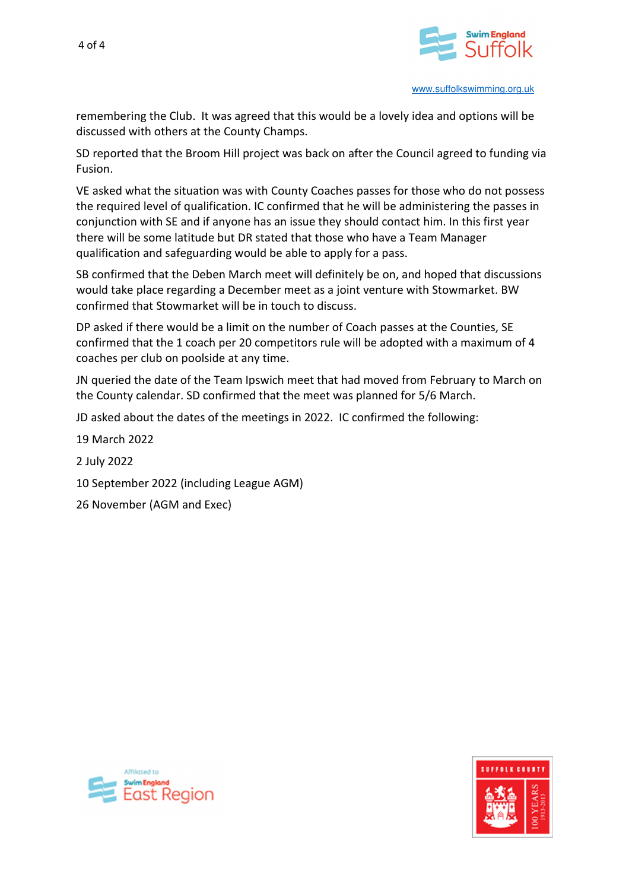remembering the Club. It was agreed that this would be a lovely idea and options will be discussed with others at the County Champs.

SD reported that the Broom Hill project was back on after the Council agreed to funding via Fusion.

VE asked what the situation was with County Coaches passes for those who do not possess the required level of qualification. IC confirmed that he will be administering the passes in conjunction with SE and if anyone has an issue they should contact him. In this first year there will be some latitude but DR stated that those who have a Team Manager qualification and safeguarding would be able to apply for a pass.

SB confirmed that the Deben March meet will definitely be on, and hoped that discussions would take place regarding a December meet as a joint venture with Stowmarket. BW confirmed that Stowmarket will be in touch to discuss.

DP asked if there would be a limit on the number of Coach passes at the Counties, SE confirmed that the 1 coach per 20 competitors rule will be adopted with a maximum of 4 coaches per club on poolside at any time.

JN queried the date of the Team Ipswich meet that had moved from February to March on the County calendar. SD confirmed that the meet was planned for 5/6 March.

JD asked about the dates of the meetings in 2022. IC confirmed the following:

19 March 2022

2 July 2022

10 September 2022 (including League AGM)

26 November (AGM and Exec)